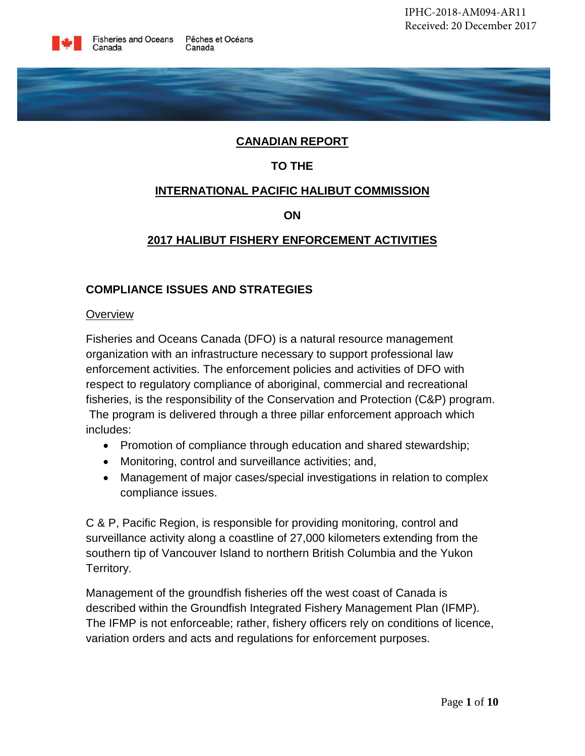IPHC-2018-AM094-AR11
Received: 20 December 2017

Fisheries and Oceans Canada / Pêches et Océans Canada

# CANADIAN REPORT

# TO THE

# INTERNATIONAL PACIFIC HALIBUT COMMISSION

# ON

# 2017 HALIBUT FISHERY ENFORCEMENT ACTIVITIES

## COMPLIANCE ISSUES AND STRATEGIES

### Overview

Fisheries and Oceans Canada (DFO) is a natural resource management organization with an infrastructure necessary to support professional law enforcement activities. The enforcement policies and activities of DFO with respect to regulatory compliance of aboriginal, commercial and recreational fisheries, is the responsibility of the Conservation and Protection (C&P) program. The program is delivered through a three pillar enforcement approach which includes:

- Promotion of compliance through education and shared stewardship;
- Monitoring, control and surveillance activities; and,
- Management of major cases/special investigations in relation to complex compliance issues.

C & P, Pacific Region, is responsible for providing monitoring, control and surveillance activity along a coastline of 27,000 kilometers extending from the southern tip of Vancouver Island to northern British Columbia and the Yukon Territory.

Management of the groundfish fisheries off the west coast of Canada is described within the Groundfish Integrated Fishery Management Plan (IFMP). The IFMP is not enforceable; rather, fishery officers rely on conditions of licence, variation orders and acts and regulations for enforcement purposes.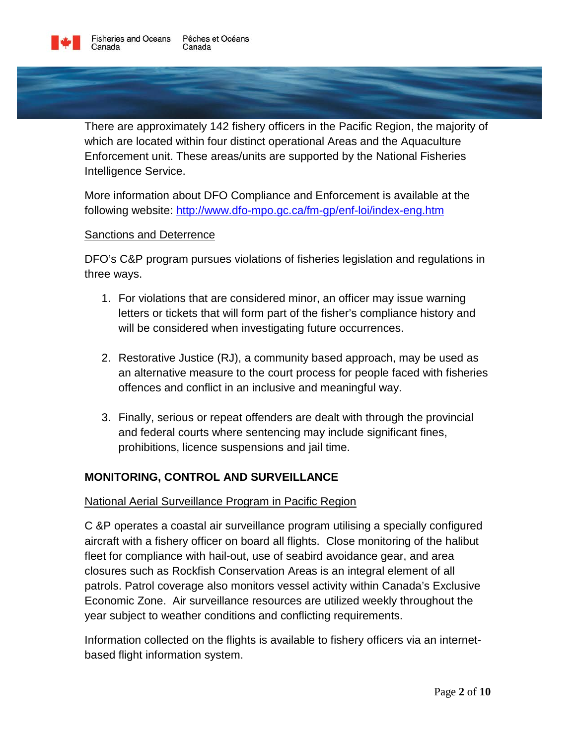There are approximately 142 fishery officers in the Pacific Region, the majority of which are located within four distinct operational Areas and the Aquaculture Enforcement unit. These areas/units are supported by the National Fisheries Intelligence Service.

More information about DFO Compliance and Enforcement is available at the following website: [http://www.dfo-mpo.gc.ca/fm-gp/enf-loi/index-eng.htm](http://www.dfo-mpo.gc.ca/fm-gp/enf-loi/index-eng.htm)

Sanctions and Deterrence

DFO's C&P program pursues violations of fisheries legislation and regulations in three ways.

1. For violations that are considered minor, an officer may issue warning letters or tickets that will form part of the fisher's compliance history and will be considered when investigating future occurrences.

2. Restorative Justice (RJ), a community based approach, may be used as an alternative measure to the court process for people faced with fisheries offences and conflict in an inclusive and meaningful way.

3. Finally, serious or repeat offenders are dealt with through the provincial and federal courts where sentencing may include significant fines, prohibitions, licence suspensions and jail time.

## MONITORING, CONTROL AND SURVEILLANCE

National Aerial Surveillance Program in Pacific Region

C &P operates a coastal air surveillance program utilising a specially configured aircraft with a fishery officer on board all flights. Close monitoring of the halibut fleet for compliance with hail-out, use of seabird avoidance gear, and area closures such as Rockfish Conservation Areas is an integral element of all patrols. Patrol coverage also monitors vessel activity within Canada's Exclusive Economic Zone. Air surveillance resources are utilized weekly throughout the year subject to weather conditions and conflicting requirements.

Information collected on the flights is available to fishery officers via an internet-based flight information system.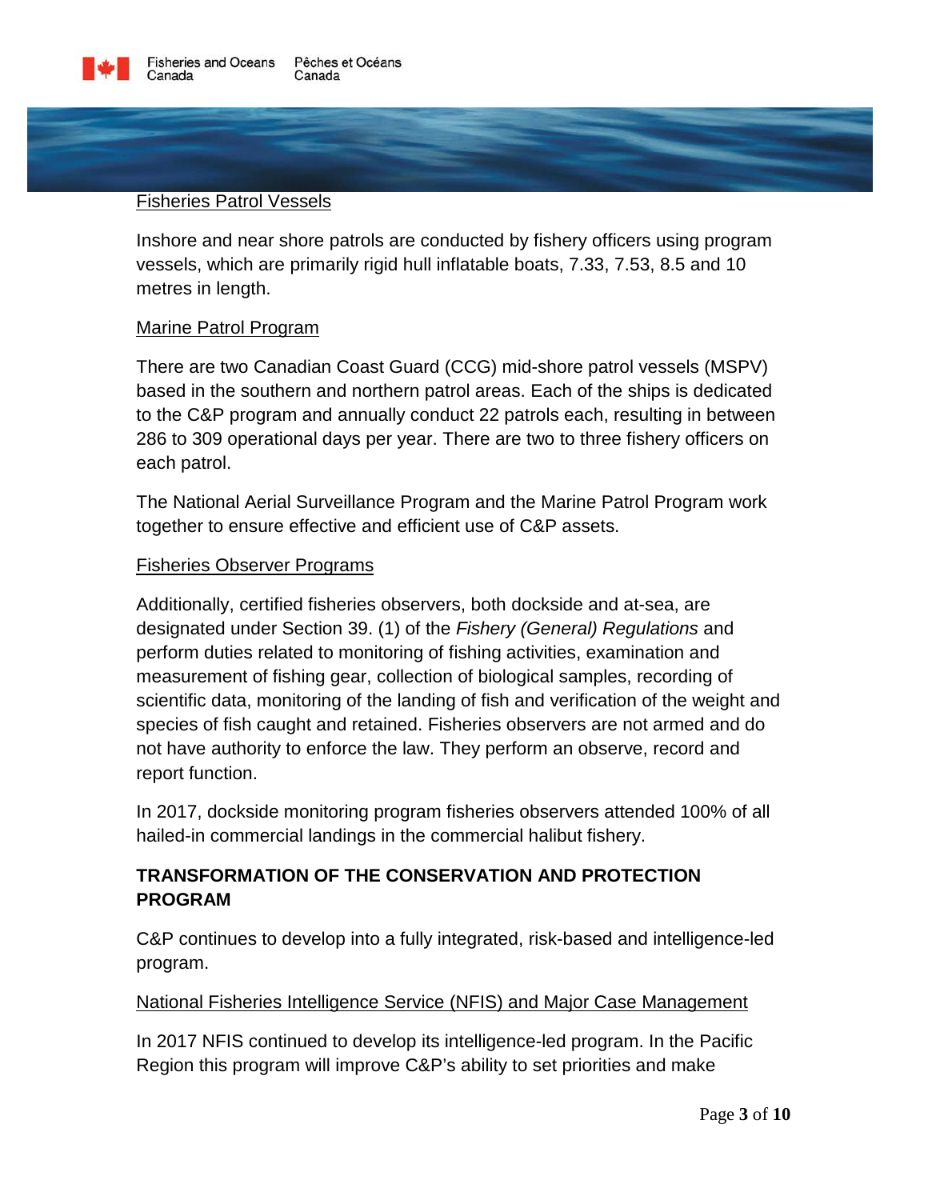Fisheries Patrol Vessels

Inshore and near shore patrols are conducted by fishery officers using program vessels, which are primarily rigid hull inflatable boats, 7.33, 7.53, 8.5 and 10 metres in length.

Marine Patrol Program

There are two Canadian Coast Guard (CCG) mid-shore patrol vessels (MSPV) based in the southern and northern patrol areas. Each of the ships is dedicated to the C&P program and annually conduct 22 patrols each, resulting in between 286 to 309 operational days per year. There are two to three fishery officers on each patrol.

The National Aerial Surveillance Program and the Marine Patrol Program work together to ensure effective and efficient use of C&P assets.

Fisheries Observer Programs

Additionally, certified fisheries observers, both dockside and at-sea, are designated under Section 39. (1) of the *Fishery (General) Regulations* and perform duties related to monitoring of fishing activities, examination and measurement of fishing gear, collection of biological samples, recording of scientific data, monitoring of the landing of fish and verification of the weight and species of fish caught and retained. Fisheries observers are not armed and do not have authority to enforce the law. They perform an observe, record and report function.

In 2017, dockside monitoring program fisheries observers attended 100% of all hailed-in commercial landings in the commercial halibut fishery.

## TRANSFORMATION OF THE CONSERVATION AND PROTECTION PROGRAM

C&P continues to develop into a fully integrated, risk-based and intelligence-led program.

National Fisheries Intelligence Service (NFIS) and Major Case Management

In 2017 NFIS continued to develop its intelligence-led program. In the Pacific Region this program will improve C&P's ability to set priorities and make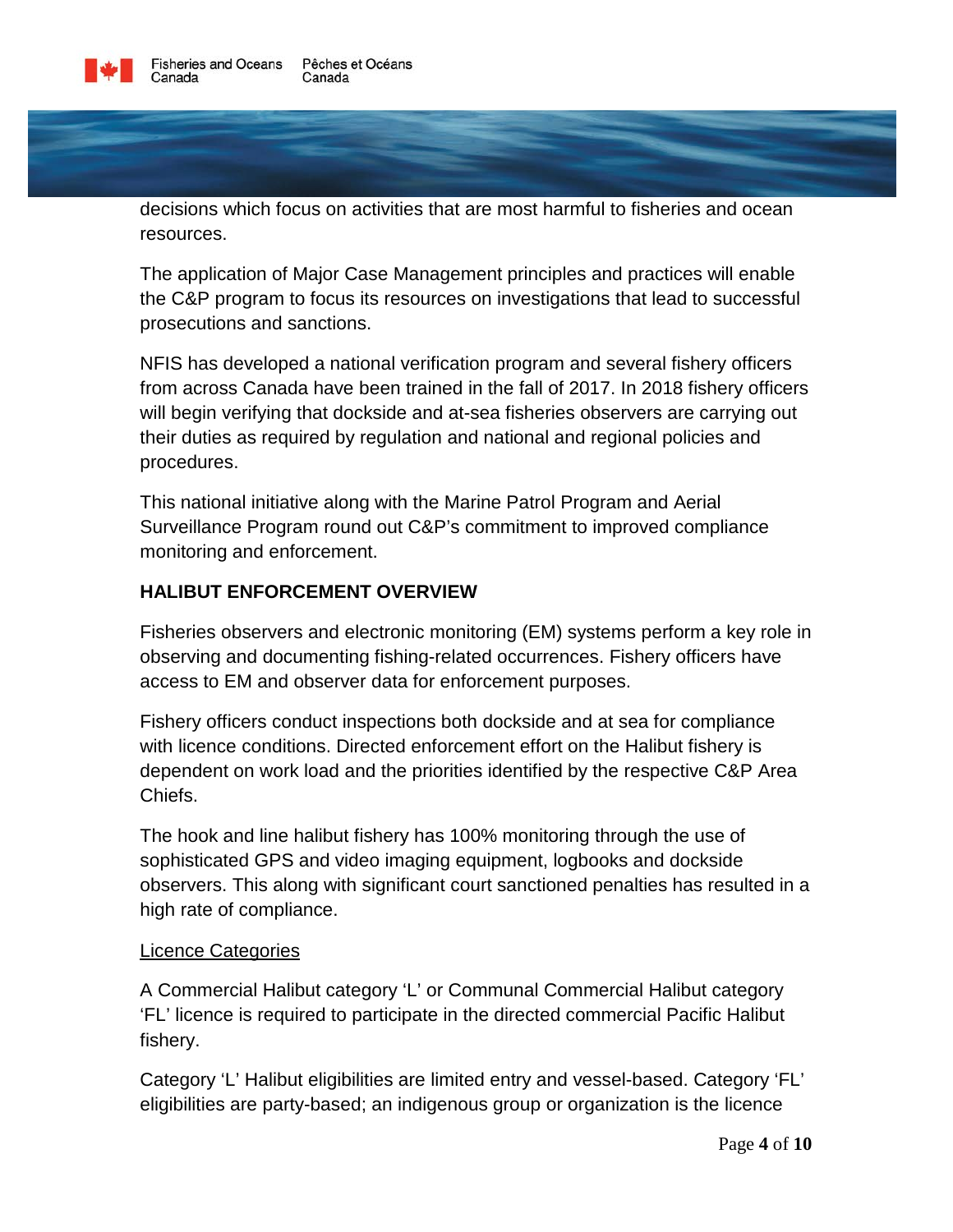decisions which focus on activities that are most harmful to fisheries and ocean resources.

The application of Major Case Management principles and practices will enable the C&P program to focus its resources on investigations that lead to successful prosecutions and sanctions.

NFIS has developed a national verification program and several fishery officers from across Canada have been trained in the fall of 2017. In 2018 fishery officers will begin verifying that dockside and at-sea fisheries observers are carrying out their duties as required by regulation and national and regional policies and procedures.

This national initiative along with the Marine Patrol Program and Aerial Surveillance Program round out C&P's commitment to improved compliance monitoring and enforcement.

## HALIBUT ENFORCEMENT OVERVIEW

Fisheries observers and electronic monitoring (EM) systems perform a key role in observing and documenting fishing-related occurrences. Fishery officers have access to EM and observer data for enforcement purposes.

Fishery officers conduct inspections both dockside and at sea for compliance with licence conditions. Directed enforcement effort on the Halibut fishery is dependent on work load and the priorities identified by the respective C&P Area Chiefs.

The hook and line halibut fishery has 100% monitoring through the use of sophisticated GPS and video imaging equipment, logbooks and dockside observers. This along with significant court sanctioned penalties has resulted in a high rate of compliance.

<u>Licence Categories</u>

A Commercial Halibut category 'L' or Communal Commercial Halibut category 'FL' licence is required to participate in the directed commercial Pacific Halibut fishery.

Category 'L' Halibut eligibilities are limited entry and vessel-based. Category 'FL' eligibilities are party-based; an indigenous group or organization is the licence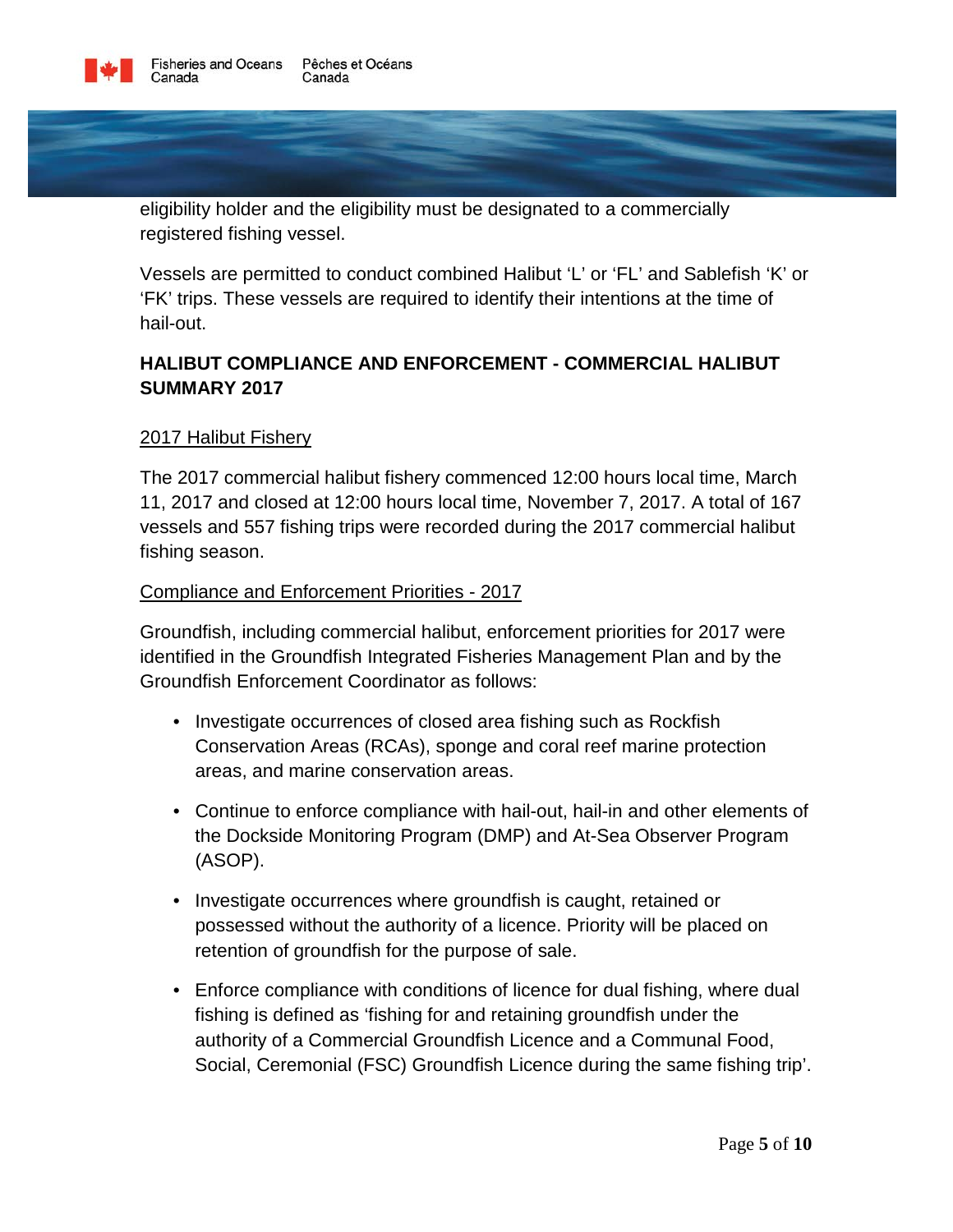eligibility holder and the eligibility must be designated to a commercially registered fishing vessel.

Vessels are permitted to conduct combined Halibut 'L' or 'FL' and Sablefish 'K' or 'FK' trips. These vessels are required to identify their intentions at the time of hail-out.

## HALIBUT COMPLIANCE AND ENFORCEMENT - COMMERCIAL HALIBUT SUMMARY 2017

### 2017 Halibut Fishery

The 2017 commercial halibut fishery commenced 12:00 hours local time, March 11, 2017 and closed at 12:00 hours local time, November 7, 2017. A total of 167 vessels and 557 fishing trips were recorded during the 2017 commercial halibut fishing season.

### Compliance and Enforcement Priorities - 2017

Groundfish, including commercial halibut, enforcement priorities for 2017 were identified in the Groundfish Integrated Fisheries Management Plan and by the Groundfish Enforcement Coordinator as follows:

- Investigate occurrences of closed area fishing such as Rockfish Conservation Areas (RCAs), sponge and coral reef marine protection areas, and marine conservation areas.
- Continue to enforce compliance with hail-out, hail-in and other elements of the Dockside Monitoring Program (DMP) and At-Sea Observer Program (ASOP).
- Investigate occurrences where groundfish is caught, retained or possessed without the authority of a licence. Priority will be placed on retention of groundfish for the purpose of sale.
- Enforce compliance with conditions of licence for dual fishing, where dual fishing is defined as 'fishing for and retaining groundfish under the authority of a Commercial Groundfish Licence and a Communal Food, Social, Ceremonial (FSC) Groundfish Licence during the same fishing trip'.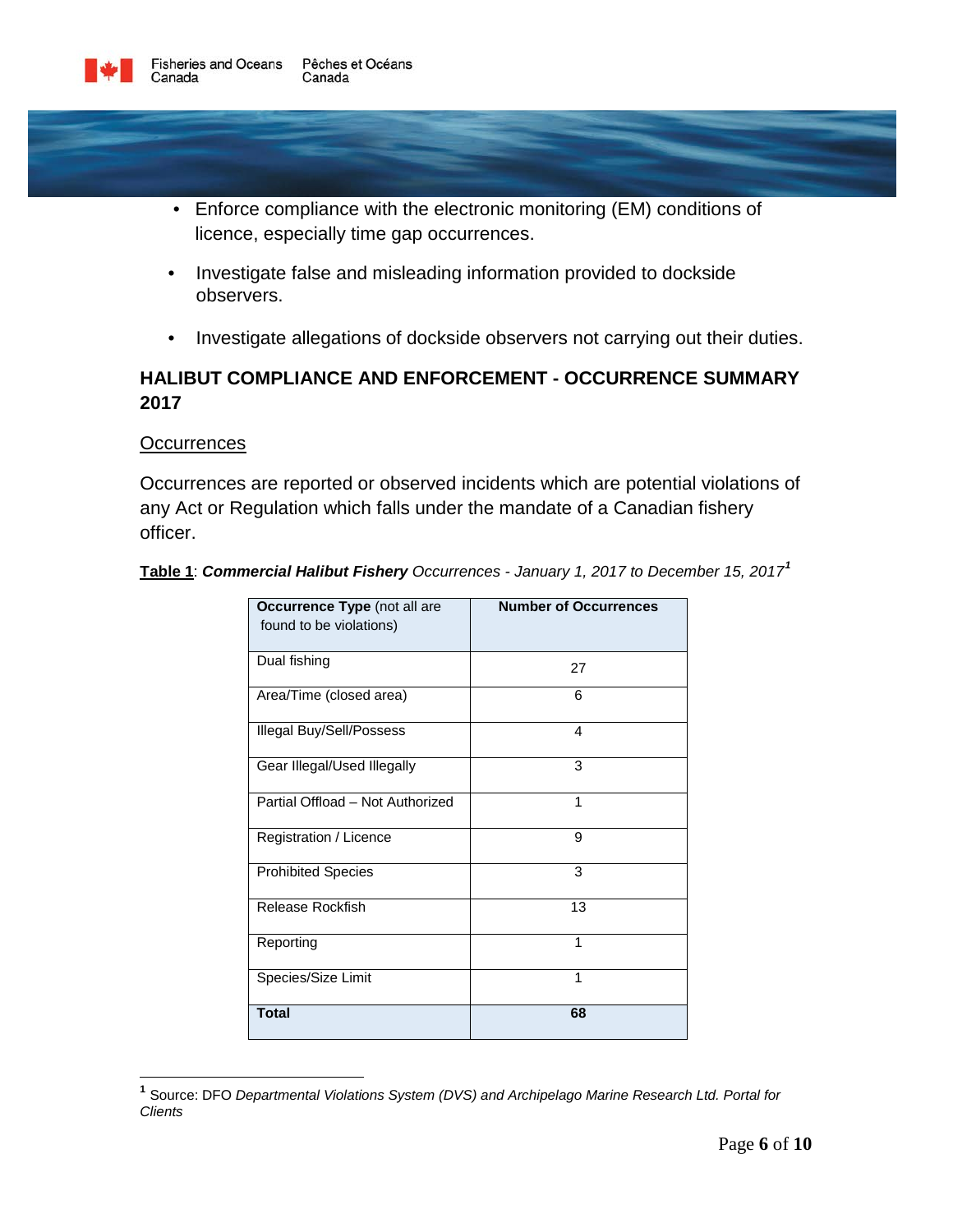- Enforce compliance with the electronic monitoring (EM) conditions of licence, especially time gap occurrences.
- Investigate false and misleading information provided to dockside observers.
- Investigate allegations of dockside observers not carrying out their duties.

## HALIBUT COMPLIANCE AND ENFORCEMENT - OCCURRENCE SUMMARY 2017

### Occurrences

Occurrences are reported or observed incidents which are potential violations of any Act or Regulation which falls under the mandate of a Canadian fishery officer.

**Table 1**: ***Commercial Halibut Fishery*** *Occurrences - January 1, 2017 to December 15, 2017*[1]

| **Occurrence Type** (not all are found to be violations) | **Number of Occurrences** |
|---|---|
| Dual fishing | 27 |
| Area/Time (closed area) | 6 |
| Illegal Buy/Sell/Possess | 4 |
| Gear Illegal/Used Illegally | 3 |
| Partial Offload – Not Authorized | 1 |
| Registration / Licence | 9 |
| Prohibited Species | 3 |
| Release Rockfish | 13 |
| Reporting | 1 |
| Species/Size Limit | 1 |
| **Total** | **68** |

[1] Source: DFO *Departmental Violations System (DVS) and Archipelago Marine Research Ltd. Portal for Clients*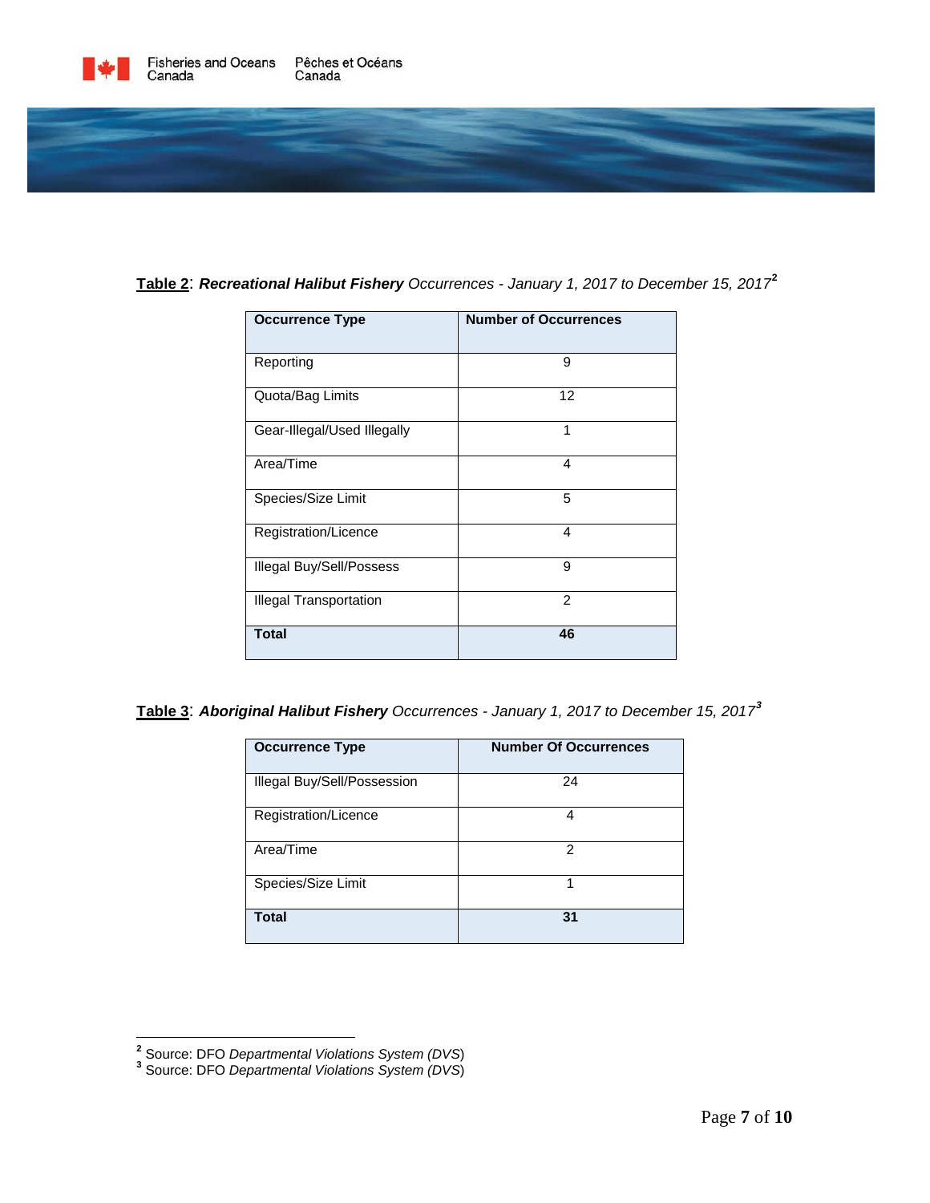**Table 2**: ***Recreational Halibut Fishery*** *Occurrences - January 1, 2017 to December 15, 2017*[2]

| Occurrence Type | Number of Occurrences |
| --- | --- |
| Reporting | 9 |
| Quota/Bag Limits | 12 |
| Gear-Illegal/Used Illegally | 1 |
| Area/Time | 4 |
| Species/Size Limit | 5 |
| Registration/Licence | 4 |
| Illegal Buy/Sell/Possess | 9 |
| Illegal Transportation | 2 |
| **Total** | **46** |

**Table 3**: ***Aboriginal Halibut Fishery*** *Occurrences - January 1, 2017 to December 15, 2017*[3]

| Occurrence Type | Number Of Occurrences |
| --- | --- |
| Illegal Buy/Sell/Possession | 24 |
| Registration/Licence | 4 |
| Area/Time | 2 |
| Species/Size Limit | 1 |
| **Total** | **31** |

[2] Source: DFO *Departmental Violations System (DVS)*
[3] Source: DFO *Departmental Violations System (DVS)*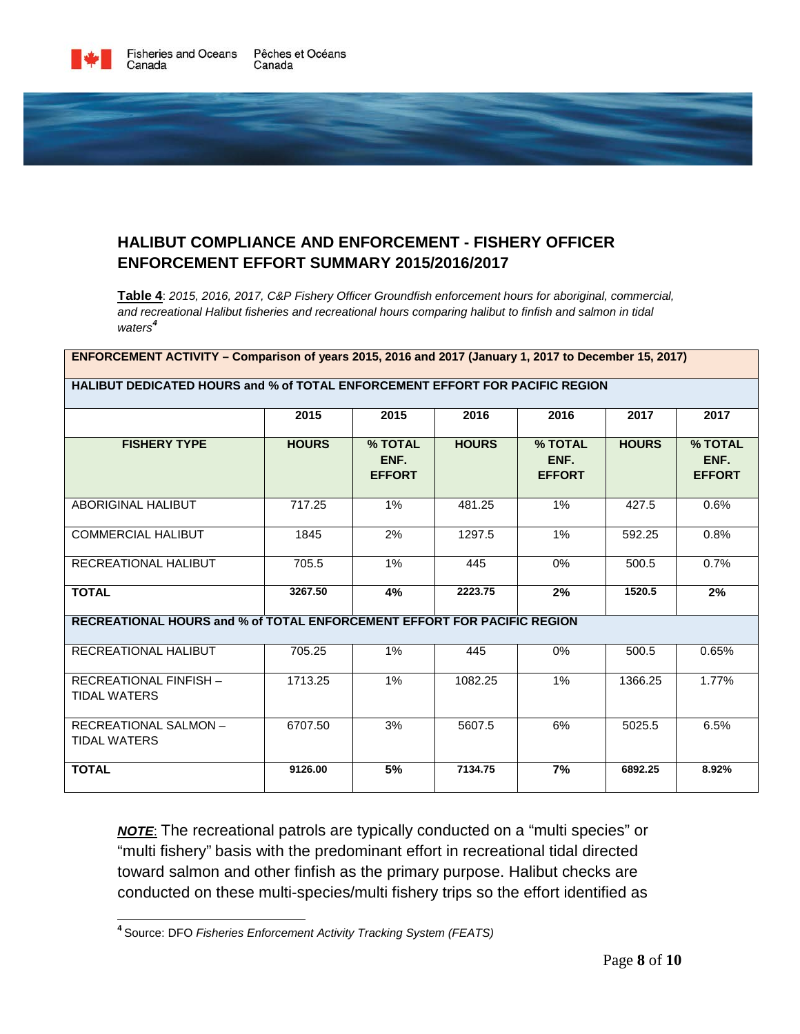## HALIBUT COMPLIANCE AND ENFORCEMENT - FISHERY OFFICER ENFORCEMENT EFFORT SUMMARY 2015/2016/2017

**Table 4**: *2015, 2016, 2017, C&P Fishery Officer Groundfish enforcement hours for aboriginal, commercial, and recreational Halibut fisheries and recreational hours comparing halibut to finfish and salmon in tidal waters*[4]

| ENFORCEMENT ACTIVITY – Comparison of years 2015, 2016 and 2017 (January 1, 2017 to December 15, 2017) | | | | | | |
|---|---|---|---|---|---|---|
| **HALIBUT DEDICATED HOURS and % of TOTAL ENFORCEMENT EFFORT FOR PACIFIC REGION** | | | | | | |
| | **2015** | **2015** | **2016** | **2016** | **2017** | **2017** |
| **FISHERY TYPE** | **HOURS** | **% TOTAL ENF. EFFORT** | **HOURS** | **% TOTAL ENF. EFFORT** | **HOURS** | **% TOTAL ENF. EFFORT** |
| ABORIGINAL HALIBUT | 717.25 | 1% | 481.25 | 1% | 427.5 | 0.6% |
| COMMERCIAL HALIBUT | 1845 | 2% | 1297.5 | 1% | 592.25 | 0.8% |
| RECREATIONAL HALIBUT | 705.5 | 1% | 445 | 0% | 500.5 | 0.7% |
| **TOTAL** | **3267.50** | **4%** | **2223.75** | **2%** | **1520.5** | **2%** |
| **RECREATIONAL HOURS and % of TOTAL ENFORCEMENT EFFORT FOR PACIFIC REGION** | | | | | | |
| RECREATIONAL HALIBUT | 705.25 | 1% | 445 | 0% | 500.5 | 0.65% |
| RECREATIONAL FINFISH – TIDAL WATERS | 1713.25 | 1% | 1082.25 | 1% | 1366.25 | 1.77% |
| RECREATIONAL SALMON – TIDAL WATERS | 6707.50 | 3% | 5607.5 | 6% | 5025.5 | 6.5% |
| **TOTAL** | **9126.00** | **5%** | **7134.75** | **7%** | **6892.25** | **8.92%** |

***NOTE***: The recreational patrols are typically conducted on a "multi species" or "multi fishery" basis with the predominant effort in recreational tidal directed toward salmon and other finfish as the primary purpose. Halibut checks are conducted on these multi-species/multi fishery trips so the effort identified as

[4] Source: DFO *Fisheries Enforcement Activity Tracking System (FEATS)*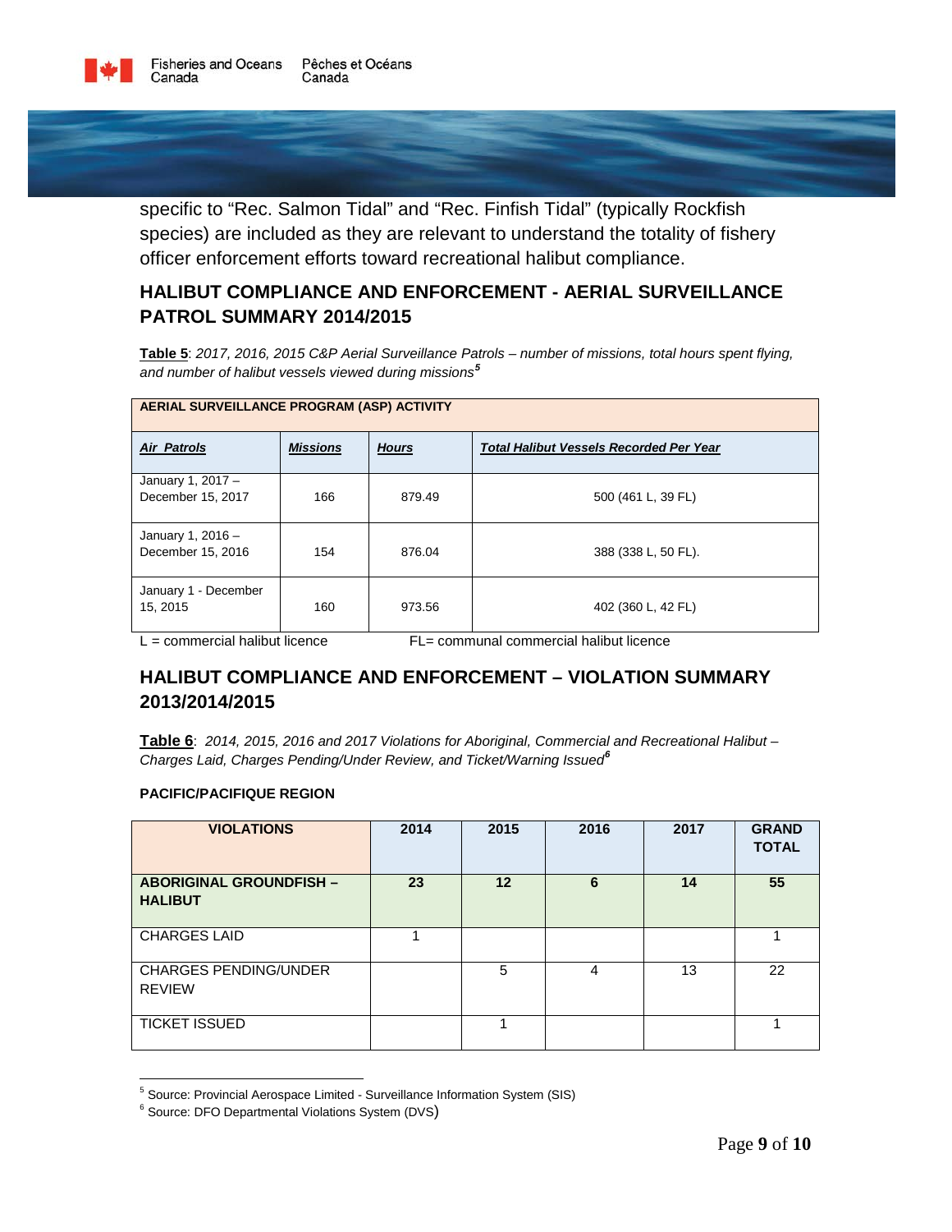specific to “Rec. Salmon Tidal” and “Rec. Finfish Tidal” (typically Rockfish species) are included as they are relevant to understand the totality of fishery officer enforcement efforts toward recreational halibut compliance.

## HALIBUT COMPLIANCE AND ENFORCEMENT - AERIAL SURVEILLANCE PATROL SUMMARY 2014/2015

**Table 5**: *2017, 2016, 2015 C&P Aerial Surveillance Patrols – number of missions, total hours spent flying, and number of halibut vessels viewed during missions*[5]

| **AERIAL SURVEILLANCE PROGRAM (ASP) ACTIVITY** | | | |
|---|---|---|---|
| ***Air Patrols*** | ***Missions*** | ***Hours*** | ***Total Halibut Vessels Recorded Per Year*** |
| January 1, 2017 – December 15, 2017 | 166 | 879.49 | 500 (461 L, 39 FL) |
| January 1, 2016 – December 15, 2016 | 154 | 876.04 | 388 (338 L, 50 FL). |
| January 1 - December 15, 2015 | 160 | 973.56 | 402 (360 L, 42 FL) |

L = commercial halibut licence FL= communal commercial halibut licence

## HALIBUT COMPLIANCE AND ENFORCEMENT – VIOLATION SUMMARY 2013/2014/2015

**Table 6**: *2014, 2015, 2016 and 2017 Violations for Aboriginal, Commercial and Recreational Halibut – Charges Laid, Charges Pending/Under Review, and Ticket/Warning Issued*[6]

**PACIFIC/PACIFIQUE REGION**

| VIOLATIONS | 2014 | 2015 | 2016 | 2017 | GRAND TOTAL |
|---|---|---|---|---|---|
| **ABORIGINAL GROUNDFISH – HALIBUT** | **23** | **12** | **6** | **14** | **55** |
| CHARGES LAID | 1 | | | | 1 |
| CHARGES PENDING/UNDER REVIEW | | 5 | 4 | 13 | 22 |
| TICKET ISSUED | | 1 | | | 1 |

[5] Source: Provincial Aerospace Limited - Surveillance Information System (SIS)

[6] Source: DFO Departmental Violations System (DVS)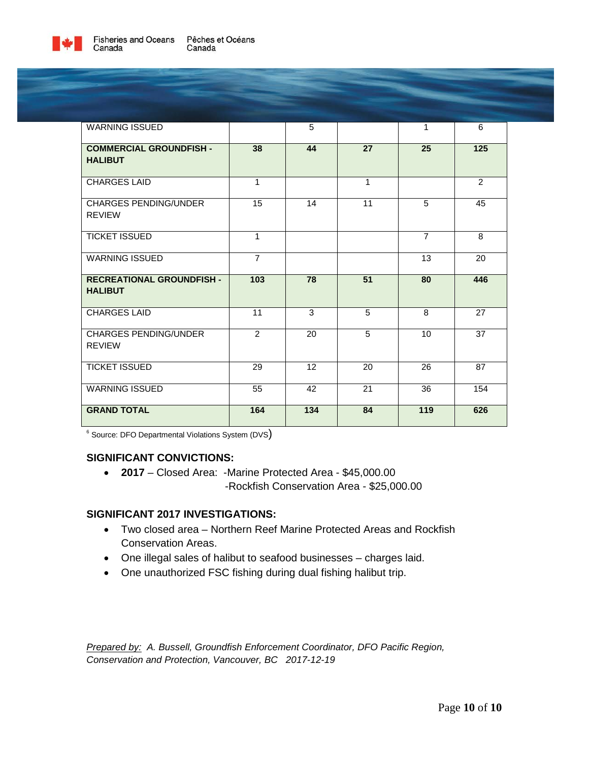| | | | | | |
|---|---|---|---|---|---|
| WARNING ISSUED | | 5 | | 1 | 6 |
| **COMMERCIAL GROUNDFISH - HALIBUT** | **38** | **44** | **27** | **25** | **125** |
| CHARGES LAID | 1 | | 1 | | 2 |
| CHARGES PENDING/UNDER REVIEW | 15 | 14 | 11 | 5 | 45 |
| TICKET ISSUED | 1 | | | 7 | 8 |
| WARNING ISSUED | 7 | | | 13 | 20 |
| **RECREATIONAL GROUNDFISH - HALIBUT** | **103** | **78** | **51** | **80** | **446** |
| CHARGES LAID | 11 | 3 | 5 | 8 | 27 |
| CHARGES PENDING/UNDER REVIEW | 2 | 20 | 5 | 10 | 37 |
| TICKET ISSUED | 29 | 12 | 20 | 26 | 87 |
| WARNING ISSUED | 55 | 42 | 21 | 36 | 154 |
| **GRAND TOTAL** | **164** | **134** | **84** | **119** | **626** |

[6] Source: DFO Departmental Violations System (DVS)

## SIGNIFICANT CONVICTIONS:

- **2017** – Closed Area: -Marine Protected Area - $45,000.00
  -Rockfish Conservation Area - $25,000.00

## SIGNIFICANT 2017 INVESTIGATIONS:

- Two closed area – Northern Reef Marine Protected Areas and Rockfish Conservation Areas.
- One illegal sales of halibut to seafood businesses – charges laid.
- One unauthorized FSC fishing during dual fishing halibut trip.

*Prepared by: A. Bussell, Groundfish Enforcement Coordinator, DFO Pacific Region, Conservation and Protection, Vancouver, BC 2017-12-19*